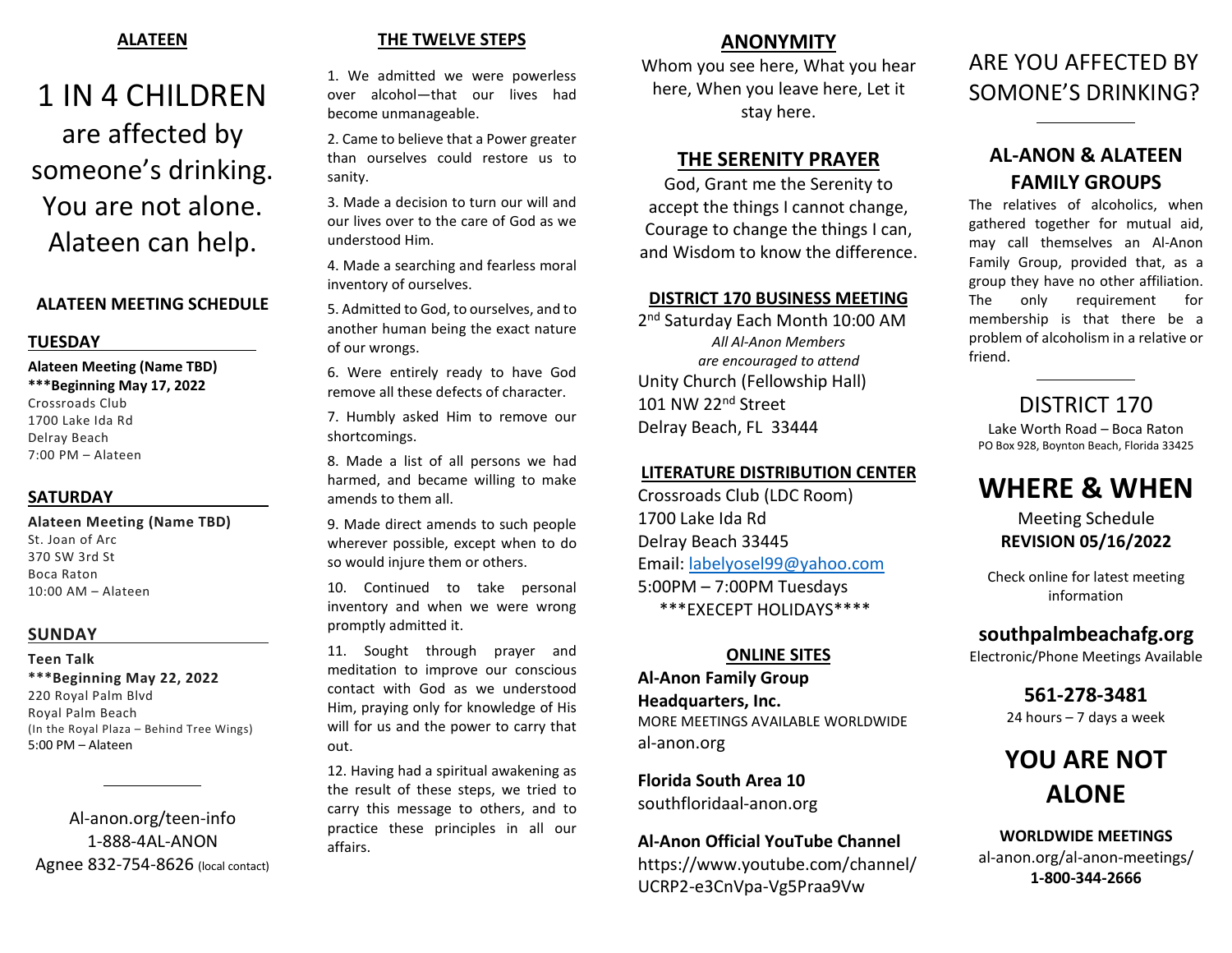## ALATEEN

# 1 IN 4 CHILDREN

are affected by someone's drinking. You are not alone. Alateen can help.

### ALATEEN MEETING SCHEDULE

#### TUESDAY

**Alateen Meeting (Name TBD)**
**\*\*\*Beginning May 17, 2022**
Crossroads Club
1700 Lake Ida Rd
Delray Beach
7:00 PM – Alateen

#### SATURDAY

**Alateen Meeting (Name TBD)**
St. Joan of Arc
370 SW 3rd St
Boca Raton
10:00 AM – Alateen

#### SUNDAY

**Teen Talk**
**\*\*\*Beginning May 22, 2022**
220 Royal Palm Blvd
Royal Palm Beach
(In the Royal Plaza – Behind Tree Wings)
5:00 PM – Alateen

---

Al-anon.org/teen-info
1-888-4AL-ANON
Agnee 832-754-8626 (local contact)

## THE TWELVE STEPS

1. We admitted we were powerless over alcohol—that our lives had become unmanageable.
2. Came to believe that a Power greater than ourselves could restore us to sanity.
3. Made a decision to turn our will and our lives over to the care of God as we understood Him.
4. Made a searching and fearless moral inventory of ourselves.
5. Admitted to God, to ourselves, and to another human being the exact nature of our wrongs.
6. Were entirely ready to have God remove all these defects of character.
7. Humbly asked Him to remove our shortcomings.
8. Made a list of all persons we had harmed, and became willing to make amends to them all.
9. Made direct amends to such people wherever possible, except when to do so would injure them or others.
10. Continued to take personal inventory and when we were wrong promptly admitted it.
11. Sought through prayer and meditation to improve our conscious contact with God as we understood Him, praying only for knowledge of His will for us and the power to carry that out.
12. Having had a spiritual awakening as the result of these steps, we tried to carry this message to others, and to practice these principles in all our affairs.

## ANONYMITY

Whom you see here, What you hear here, When you leave here, Let it stay here.

## THE SERENITY PRAYER

God, Grant me the Serenity to accept the things I cannot change, Courage to change the things I can, and Wisdom to know the difference.

### DISTRICT 170 BUSINESS MEETING

2nd Saturday Each Month 10:00 AM
*All Al-Anon Members are encouraged to attend*
Unity Church (Fellowship Hall)
101 NW 22nd Street
Delray Beach, FL 33444

### LITERATURE DISTRIBUTION CENTER

Crossroads Club (LDC Room)
1700 Lake Ida Rd
Delray Beach 33445
Email: labelyosel99@yahoo.com
5:00PM – 7:00PM Tuesdays
\*\*\*EXECEPT HOLIDAYS\*\*\*\*

### ONLINE SITES

**Al-Anon Family Group Headquarters, Inc.**
MORE MEETINGS AVAILABLE WORLDWIDE
al-anon.org

**Florida South Area 10**
southfloridaal-anon.org

**Al-Anon Official YouTube Channel**
https://www.youtube.com/channel/UCRP2-e3CnVpa-Vg5Praa9Vw

# ARE YOU AFFECTED BY SOMONE'S DRINKING?

---

## AL-ANON & ALATEEN FAMILY GROUPS

The relatives of alcoholics, when gathered together for mutual aid, may call themselves an Al-Anon Family Group, provided that, as a group they have no other affiliation. The only requirement for membership is that there be a problem of alcoholism in a relative or friend.

---

## DISTRICT 170

Lake Worth Road – Boca Raton
PO Box 928, Boynton Beach, Florida 33425

# WHERE & WHEN

Meeting Schedule
**REVISION 05/16/2022**

Check online for latest meeting information

**southpalmbeachafg.org**
Electronic/Phone Meetings Available

**561-278-3481**
24 hours – 7 days a week

# YOU ARE NOT ALONE

**WORLDWIDE MEETINGS**
al-anon.org/al-anon-meetings/
**1-800-344-2666**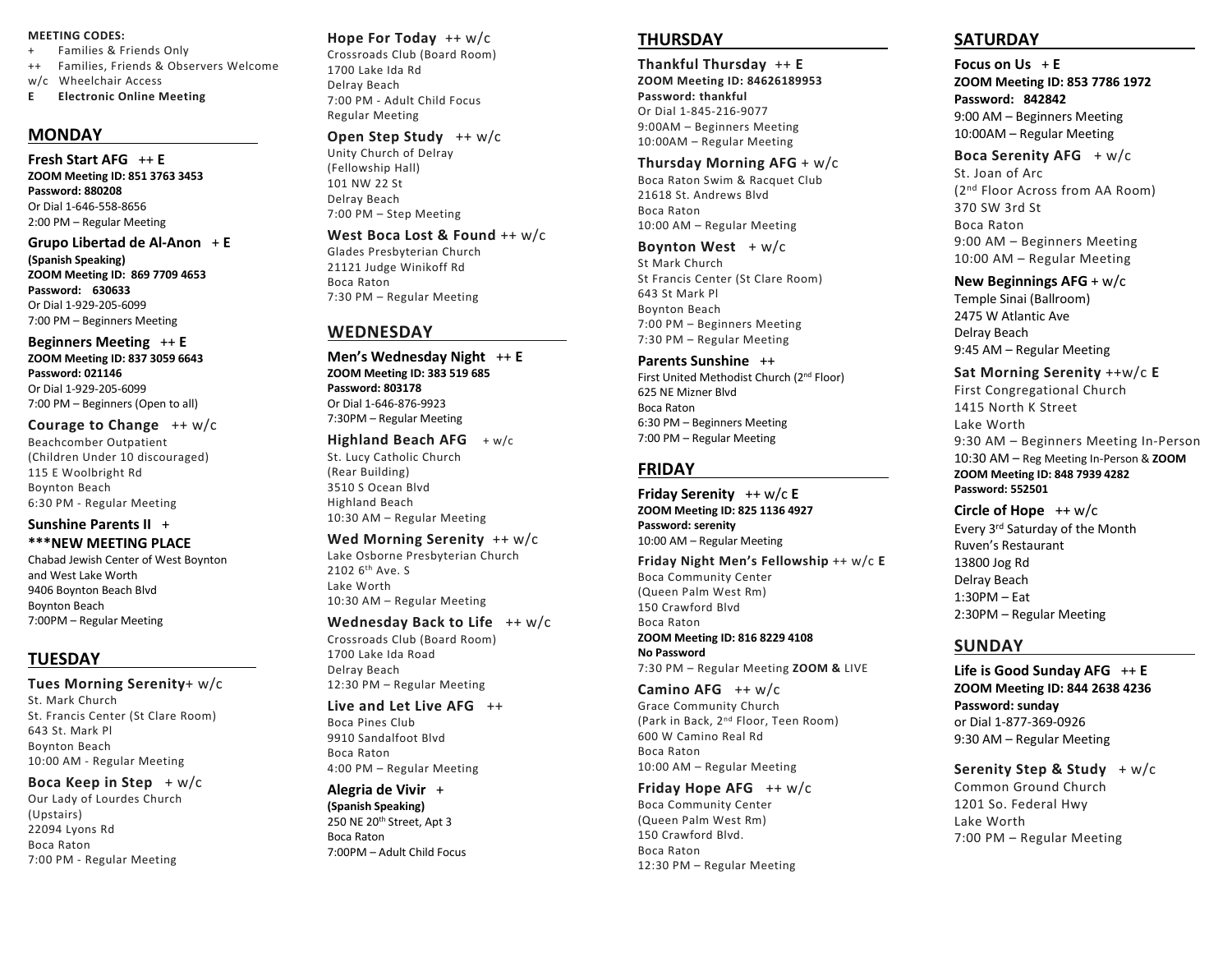**MEETING CODES:**

- \+ Families & Friends Only
- ++ Families, Friends & Observers Welcome
- w/c Wheelchair Access
- **E Electronic Online Meeting**

## MONDAY

**Fresh Start AFG ++ E**
**ZOOM Meeting ID: 851 3763 3453**
**Password: 880208**
Or Dial 1-646-558-8656
2:00 PM – Regular Meeting

**Grupo Libertad de Al-Anon + E**
**(Spanish Speaking)**
**ZOOM Meeting ID: 869 7709 4653**
**Password: 630633**
Or Dial 1-929-205-6099
7:00 PM – Beginners Meeting

**Beginners Meeting ++ E**
**ZOOM Meeting ID: 837 3059 6643**
**Password: 021146**
Or Dial 1-929-205-6099
7:00 PM – Beginners (Open to all)

**Courage to Change ++ w/c**
Beachcomber Outpatient
(Children Under 10 discouraged)
115 E Woolbright Rd
Boynton Beach
6:30 PM - Regular Meeting

**Sunshine Parents II +**
**\*\*\*NEW MEETING PLACE**
Chabad Jewish Center of West Boynton and West Lake Worth
9406 Boynton Beach Blvd
Boynton Beach
7:00PM – Regular Meeting

## TUESDAY

**Tues Morning Serenity+ w/c**
St. Mark Church
St. Francis Center (St Clare Room)
643 St. Mark Pl
Boynton Beach
10:00 AM - Regular Meeting

**Boca Keep in Step + w/c**
Our Lady of Lourdes Church
(Upstairs)
22094 Lyons Rd
Boca Raton
7:00 PM - Regular Meeting

**Hope For Today ++ w/c**
Crossroads Club (Board Room)
1700 Lake Ida Rd
Delray Beach
7:00 PM - Adult Child Focus
Regular Meeting

**Open Step Study ++ w/c**
Unity Church of Delray
(Fellowship Hall)
101 NW 22 St
Delray Beach
7:00 PM – Step Meeting

**West Boca Lost & Found ++ w/c**
Glades Presbyterian Church
21121 Judge Winikoff Rd
Boca Raton
7:30 PM – Regular Meeting

## WEDNESDAY

**Men's Wednesday Night ++ E**
**ZOOM Meeting ID: 383 519 685**
**Password: 803178**
Or Dial 1-646-876-9923
7:30PM – Regular Meeting

**Highland Beach AFG + w/c**
St. Lucy Catholic Church
(Rear Building)
3510 S Ocean Blvd
Highland Beach
10:30 AM – Regular Meeting

**Wed Morning Serenity ++ w/c**
Lake Osborne Presbyterian Church
2102 6th Ave. S
Lake Worth
10:30 AM – Regular Meeting

**Wednesday Back to Life ++ w/c**
Crossroads Club (Board Room)
1700 Lake Ida Road
Delray Beach
12:30 PM – Regular Meeting

**Live and Let Live AFG ++**
Boca Pines Club
9910 Sandalfoot Blvd
Boca Raton
4:00 PM – Regular Meeting

**Alegria de Vivir +**
**(Spanish Speaking)**
250 NE 20th Street, Apt 3
Boca Raton
7:00PM – Adult Child Focus

## THURSDAY

**Thankful Thursday ++ E**
**ZOOM Meeting ID: 84626189953**
**Password: thankful**
Or Dial 1-845-216-9077
9:00AM – Beginners Meeting
10:00AM – Regular Meeting

**Thursday Morning AFG + w/c**
Boca Raton Swim & Racquet Club
21618 St. Andrews Blvd
Boca Raton
10:00 AM – Regular Meeting

**Boynton West + w/c**
St Mark Church
St Francis Center (St Clare Room)
643 St Mark Pl
Boynton Beach
7:00 PM – Beginners Meeting
7:30 PM – Regular Meeting

**Parents Sunshine ++**
First United Methodist Church (2nd Floor)
625 NE Mizner Blvd
Boca Raton
6:30 PM – Beginners Meeting
7:00 PM – Regular Meeting

## FRIDAY

**Friday Serenity ++ w/c E**
**ZOOM Meeting ID: 825 1136 4927**
**Password: serenity**
10:00 AM – Regular Meeting

**Friday Night Men's Fellowship ++ w/c E**
Boca Community Center
(Queen Palm West Rm)
150 Crawford Blvd
Boca Raton
**ZOOM Meeting ID: 816 8229 4108**
**No Password**
7:30 PM – Regular Meeting **ZOOM &** LIVE

**Camino AFG ++ w/c**
Grace Community Church
(Park in Back, 2nd Floor, Teen Room)
600 W Camino Real Rd
Boca Raton
10:00 AM – Regular Meeting

**Friday Hope AFG ++ w/c**
Boca Community Center
(Queen Palm West Rm)
150 Crawford Blvd.
Boca Raton
12:30 PM – Regular Meeting

## SATURDAY

**Focus on Us + E**
**ZOOM Meeting ID: 853 7786 1972**
**Password: 842842**
9:00 AM – Beginners Meeting
10:00AM – Regular Meeting

**Boca Serenity AFG + w/c**
St. Joan of Arc
(2nd Floor Across from AA Room)
370 SW 3rd St
Boca Raton
9:00 AM – Beginners Meeting
10:00 AM – Regular Meeting

**New Beginnings AFG + w/c**
Temple Sinai (Ballroom)
2475 W Atlantic Ave
Delray Beach
9:45 AM – Regular Meeting

**Sat Morning Serenity ++w/c E**
First Congregational Church
1415 North K Street
Lake Worth
9:30 AM – Beginners Meeting In-Person
10:30 AM – Reg Meeting In-Person & **ZOOM**
**ZOOM Meeting ID: 848 7939 4282**
**Password: 552501**

**Circle of Hope ++ w/c**
Every 3rd Saturday of the Month
Ruven's Restaurant
13800 Jog Rd
Delray Beach
1:30PM – Eat
2:30PM – Regular Meeting

## SUNDAY

**Life is Good Sunday AFG ++ E**
**ZOOM Meeting ID: 844 2638 4236**
**Password: sunday**
or Dial 1-877-369-0926
9:30 AM – Regular Meeting

**Serenity Step & Study + w/c**
Common Ground Church
1201 So. Federal Hwy
Lake Worth
7:00 PM – Regular Meeting